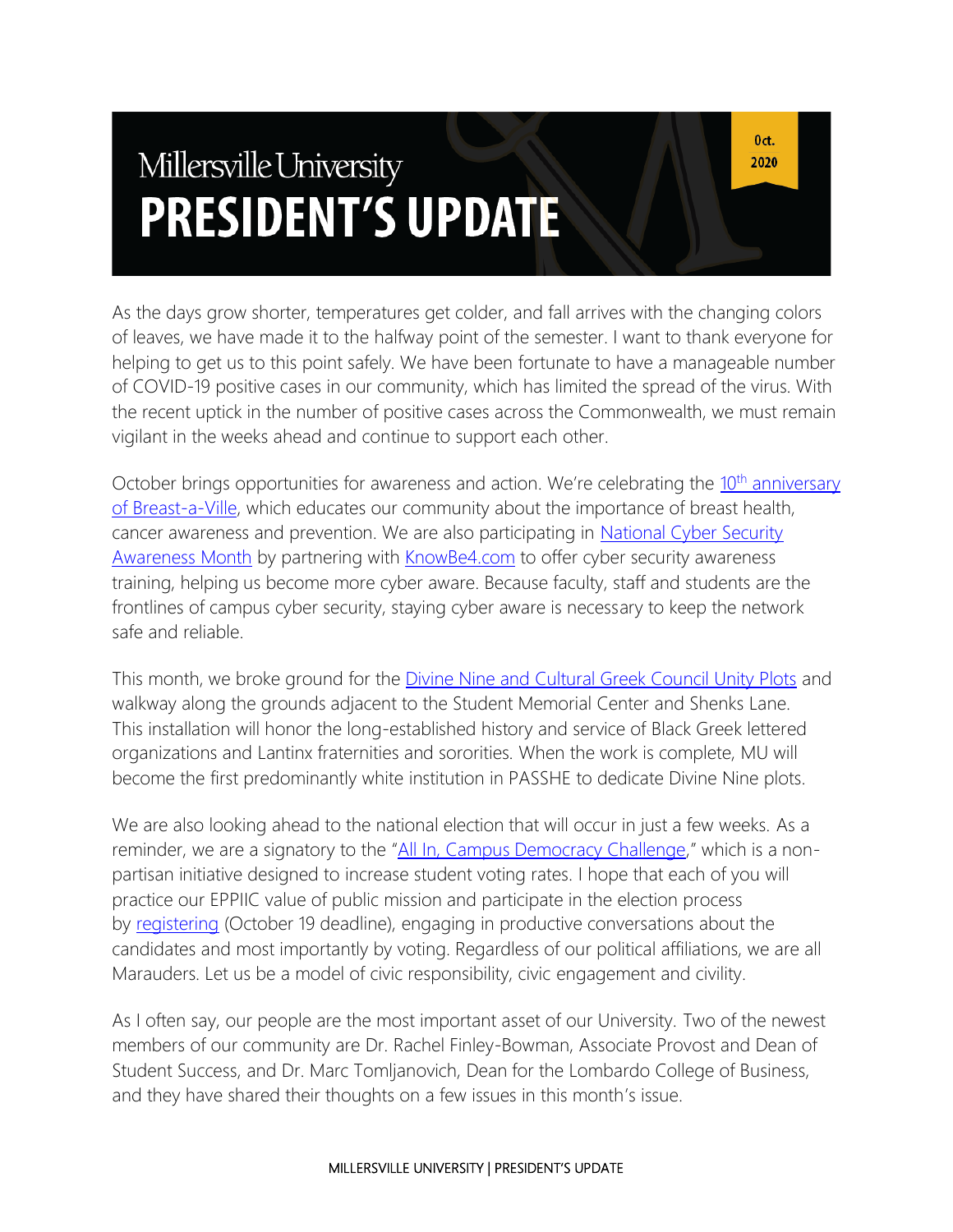# Millersville University
# PRESIDENT'S UPDATE

Oct. 2020

As the days grow shorter, temperatures get colder, and fall arrives with the changing colors of leaves, we have made it to the halfway point of the semester. I want to thank everyone for helping to get us to this point safely. We have been fortunate to have a manageable number of COVID-19 positive cases in our community, which has limited the spread of the virus. With the recent uptick in the number of positive cases across the Commonwealth, we must remain vigilant in the weeks ahead and continue to support each other.

October brings opportunities for awareness and action. We're celebrating the 10th anniversary of Breast-a-Ville, which educates our community about the importance of breast health, cancer awareness and prevention. We are also participating in National Cyber Security Awareness Month by partnering with KnowBe4.com to offer cyber security awareness training, helping us become more cyber aware. Because faculty, staff and students are the frontlines of campus cyber security, staying cyber aware is necessary to keep the network safe and reliable.

This month, we broke ground for the Divine Nine and Cultural Greek Council Unity Plots and walkway along the grounds adjacent to the Student Memorial Center and Shenks Lane. This installation will honor the long-established history and service of Black Greek lettered organizations and Lantinx fraternities and sororities. When the work is complete, MU will become the first predominantly white institution in PASSHE to dedicate Divine Nine plots.

We are also looking ahead to the national election that will occur in just a few weeks. As a reminder, we are a signatory to the "All In, Campus Democracy Challenge," which is a non-partisan initiative designed to increase student voting rates. I hope that each of you will practice our EPPIIC value of public mission and participate in the election process by registering (October 19 deadline), engaging in productive conversations about the candidates and most importantly by voting. Regardless of our political affiliations, we are all Marauders. Let us be a model of civic responsibility, civic engagement and civility.

As I often say, our people are the most important asset of our University. Two of the newest members of our community are Dr. Rachel Finley-Bowman, Associate Provost and Dean of Student Success, and Dr. Marc Tomljanovich, Dean for the Lombardo College of Business, and they have shared their thoughts on a few issues in this month's issue.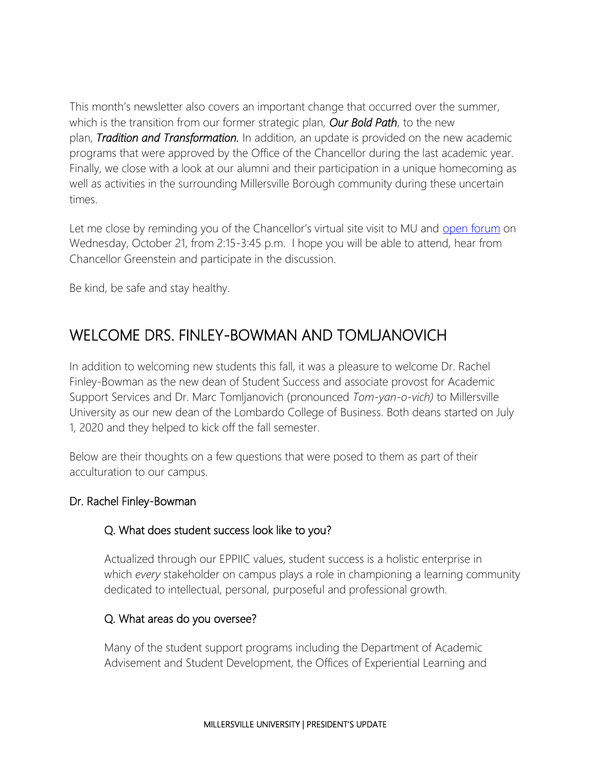This month's newsletter also covers an important change that occurred over the summer, which is the transition from our former strategic plan, ***Our Bold Path***, to the new plan, ***Tradition and Transformation.*** In addition, an update is provided on the new academic programs that were approved by the Office of the Chancellor during the last academic year. Finally, we close with a look at our alumni and their participation in a unique homecoming as well as activities in the surrounding Millersville Borough community during these uncertain times.

Let me close by reminding you of the Chancellor's virtual site visit to MU and open forum on Wednesday, October 21, from 2:15-3:45 p.m. I hope you will be able to attend, hear from Chancellor Greenstein and participate in the discussion.

Be kind, be safe and stay healthy.

## WELCOME DRS. FINLEY-BOWMAN AND TOMLJANOVICH

In addition to welcoming new students this fall, it was a pleasure to welcome Dr. Rachel Finley-Bowman as the new dean of Student Success and associate provost for Academic Support Services and Dr. Marc Tomljanovich (pronounced *Tom-yan-o-vich)* to Millersville University as our new dean of the Lombardo College of Business. Both deans started on July 1, 2020 and they helped to kick off the fall semester.

Below are their thoughts on a few questions that were posed to them as part of their acculturation to our campus.

### Dr. Rachel Finley-Bowman

#### Q. What does student success look like to you?

Actualized through our EPPIIC values, student success is a holistic enterprise in which *every* stakeholder on campus plays a role in championing a learning community dedicated to intellectual, personal, purposeful and professional growth.

#### Q. What areas do you oversee?

Many of the student support programs including the Department of Academic Advisement and Student Development, the Offices of Experiential Learning and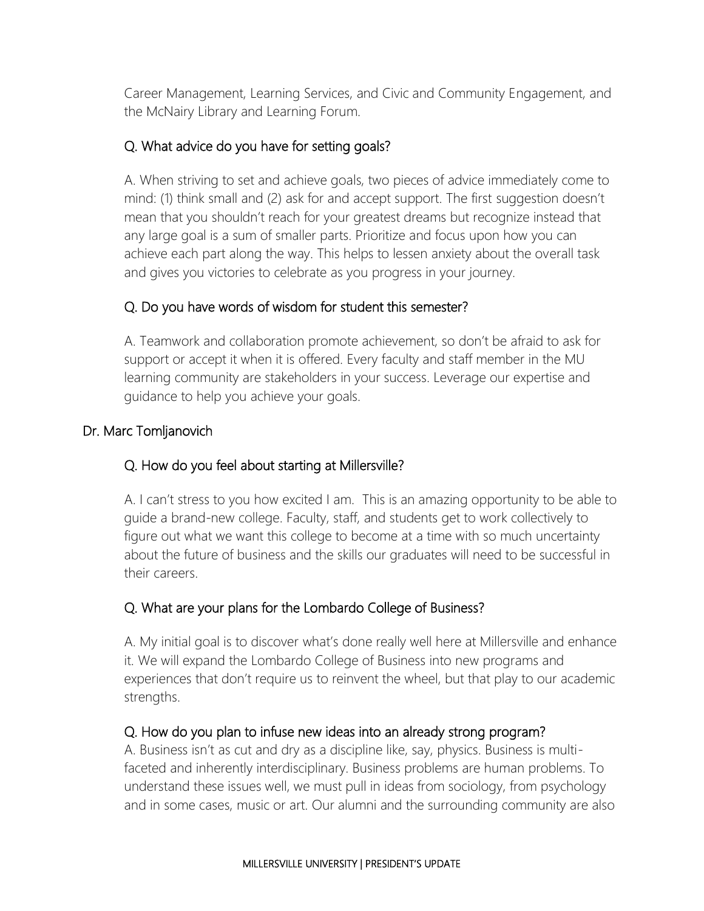Career Management, Learning Services, and Civic and Community Engagement, and the McNairy Library and Learning Forum.

### Q. What advice do you have for setting goals?

A. When striving to set and achieve goals, two pieces of advice immediately come to mind: (1) think small and (2) ask for and accept support. The first suggestion doesn't mean that you shouldn't reach for your greatest dreams but recognize instead that any large goal is a sum of smaller parts. Prioritize and focus upon how you can achieve each part along the way. This helps to lessen anxiety about the overall task and gives you victories to celebrate as you progress in your journey.

### Q. Do you have words of wisdom for student this semester?

A. Teamwork and collaboration promote achievement, so don't be afraid to ask for support or accept it when it is offered. Every faculty and staff member in the MU learning community are stakeholders in your success. Leverage our expertise and guidance to help you achieve your goals.

## Dr. Marc Tomljanovich

### Q. How do you feel about starting at Millersville?

A. I can't stress to you how excited I am. This is an amazing opportunity to be able to guide a brand-new college. Faculty, staff, and students get to work collectively to figure out what we want this college to become at a time with so much uncertainty about the future of business and the skills our graduates will need to be successful in their careers.

### Q. What are your plans for the Lombardo College of Business?

A. My initial goal is to discover what's done really well here at Millersville and enhance it. We will expand the Lombardo College of Business into new programs and experiences that don't require us to reinvent the wheel, but that play to our academic strengths.

### Q. How do you plan to infuse new ideas into an already strong program?

A. Business isn't as cut and dry as a discipline like, say, physics. Business is multi-faceted and inherently interdisciplinary. Business problems are human problems. To understand these issues well, we must pull in ideas from sociology, from psychology and in some cases, music or art. Our alumni and the surrounding community are also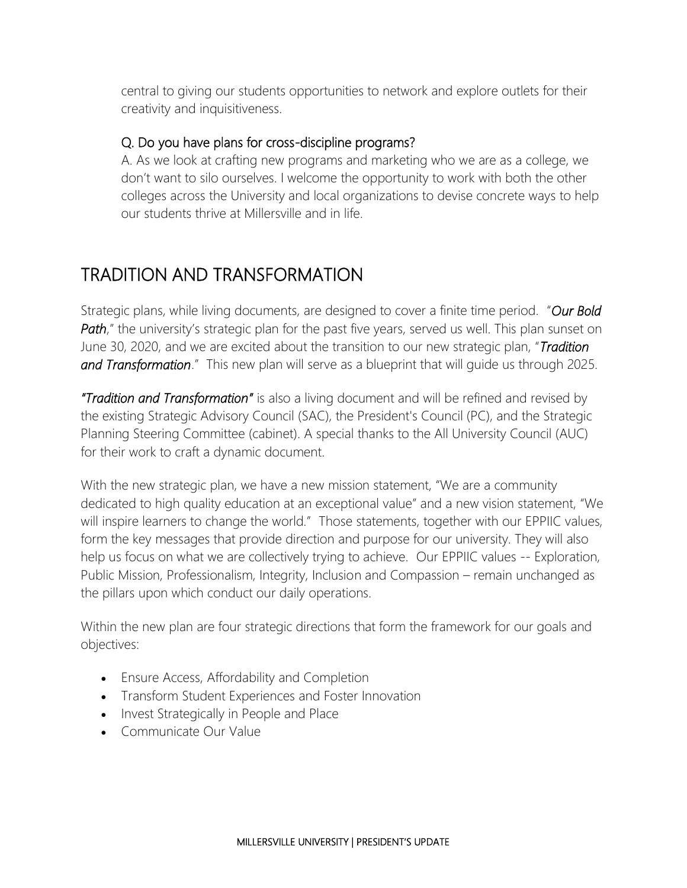central to giving our students opportunities to network and explore outlets for their creativity and inquisitiveness.

### Q. Do you have plans for cross-discipline programs?

A. As we look at crafting new programs and marketing who we are as a college, we don't want to silo ourselves. I welcome the opportunity to work with both the other colleges across the University and local organizations to devise concrete ways to help our students thrive at Millersville and in life.

## TRADITION AND TRANSFORMATION

Strategic plans, while living documents, are designed to cover a finite time period. "***Our Bold Path***," the university's strategic plan for the past five years, served us well. This plan sunset on June 30, 2020, and we are excited about the transition to our new strategic plan, "***Tradition and Transformation***." This new plan will serve as a blueprint that will guide us through 2025.

***"Tradition and Transformation"*** is also a living document and will be refined and revised by the existing Strategic Advisory Council (SAC), the President's Council (PC), and the Strategic Planning Steering Committee (cabinet). A special thanks to the All University Council (AUC) for their work to craft a dynamic document.

With the new strategic plan, we have a new mission statement, "We are a community dedicated to high quality education at an exceptional value" and a new vision statement, "We will inspire learners to change the world." Those statements, together with our EPPIIC values, form the key messages that provide direction and purpose for our university. They will also help us focus on what we are collectively trying to achieve. Our EPPIIC values -- Exploration, Public Mission, Professionalism, Integrity, Inclusion and Compassion – remain unchanged as the pillars upon which conduct our daily operations.

Within the new plan are four strategic directions that form the framework for our goals and objectives:

- Ensure Access, Affordability and Completion
- Transform Student Experiences and Foster Innovation
- Invest Strategically in People and Place
- Communicate Our Value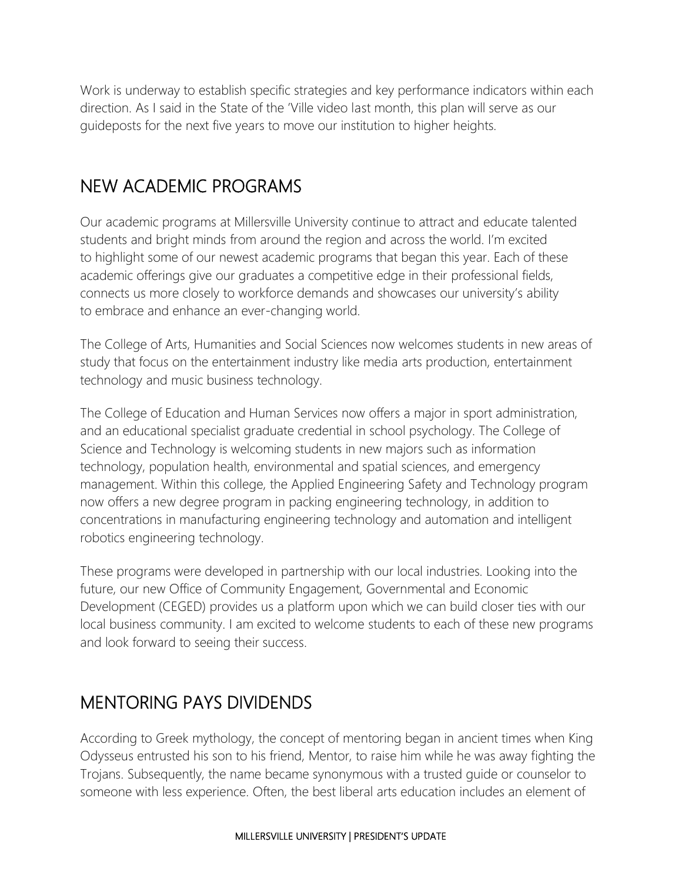Work is underway to establish specific strategies and key performance indicators within each direction. As I said in the State of the 'Ville video last month, this plan will serve as our guideposts for the next five years to move our institution to higher heights.

## NEW ACADEMIC PROGRAMS

Our academic programs at Millersville University continue to attract and educate talented students and bright minds from around the region and across the world. I'm excited to highlight some of our newest academic programs that began this year. Each of these academic offerings give our graduates a competitive edge in their professional fields, connects us more closely to workforce demands and showcases our university's ability to embrace and enhance an ever-changing world.

The College of Arts, Humanities and Social Sciences now welcomes students in new areas of study that focus on the entertainment industry like media arts production, entertainment technology and music business technology.

The College of Education and Human Services now offers a major in sport administration, and an educational specialist graduate credential in school psychology. The College of Science and Technology is welcoming students in new majors such as information technology, population health, environmental and spatial sciences, and emergency management. Within this college, the Applied Engineering Safety and Technology program now offers a new degree program in packing engineering technology, in addition to concentrations in manufacturing engineering technology and automation and intelligent robotics engineering technology.

These programs were developed in partnership with our local industries. Looking into the future, our new Office of Community Engagement, Governmental and Economic Development (CEGED) provides us a platform upon which we can build closer ties with our local business community. I am excited to welcome students to each of these new programs and look forward to seeing their success.

## MENTORING PAYS DIVIDENDS

According to Greek mythology, the concept of mentoring began in ancient times when King Odysseus entrusted his son to his friend, Mentor, to raise him while he was away fighting the Trojans. Subsequently, the name became synonymous with a trusted guide or counselor to someone with less experience. Often, the best liberal arts education includes an element of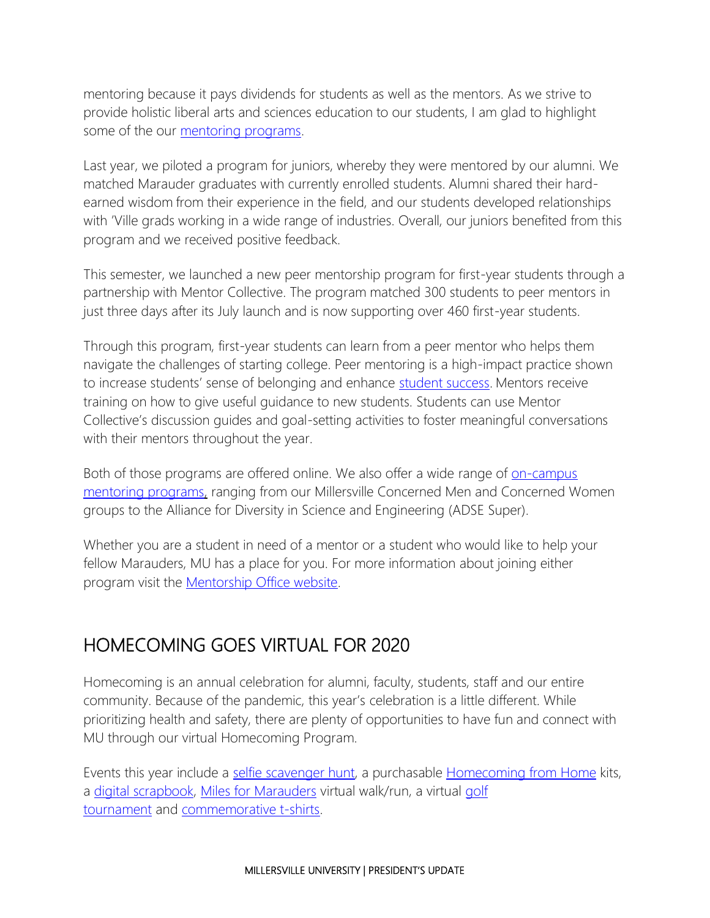mentoring because it pays dividends for students as well as the mentors. As we strive to provide holistic liberal arts and sciences education to our students, I am glad to highlight some of the our mentoring programs.

Last year, we piloted a program for juniors, whereby they were mentored by our alumni. We matched Marauder graduates with currently enrolled students. Alumni shared their hard-earned wisdom from their experience in the field, and our students developed relationships with 'Ville grads working in a wide range of industries. Overall, our juniors benefited from this program and we received positive feedback.

This semester, we launched a new peer mentorship program for first-year students through a partnership with Mentor Collective. The program matched 300 students to peer mentors in just three days after its July launch and is now supporting over 460 first-year students.

Through this program, first-year students can learn from a peer mentor who helps them navigate the challenges of starting college. Peer mentoring is a high-impact practice shown to increase students' sense of belonging and enhance student success. Mentors receive training on how to give useful guidance to new students. Students can use Mentor Collective's discussion guides and goal-setting activities to foster meaningful conversations with their mentors throughout the year.

Both of those programs are offered online. We also offer a wide range of on-campus mentoring programs, ranging from our Millersville Concerned Men and Concerned Women groups to the Alliance for Diversity in Science and Engineering (ADSE Super).

Whether you are a student in need of a mentor or a student who would like to help your fellow Marauders, MU has a place for you. For more information about joining either program visit the Mentorship Office website.

## HOMECOMING GOES VIRTUAL FOR 2020

Homecoming is an annual celebration for alumni, faculty, students, staff and our entire community. Because of the pandemic, this year's celebration is a little different. While prioritizing health and safety, there are plenty of opportunities to have fun and connect with MU through our virtual Homecoming Program.

Events this year include a selfie scavenger hunt, a purchasable Homecoming from Home kits, a digital scrapbook, Miles for Marauders virtual walk/run, a virtual golf tournament and commemorative t-shirts.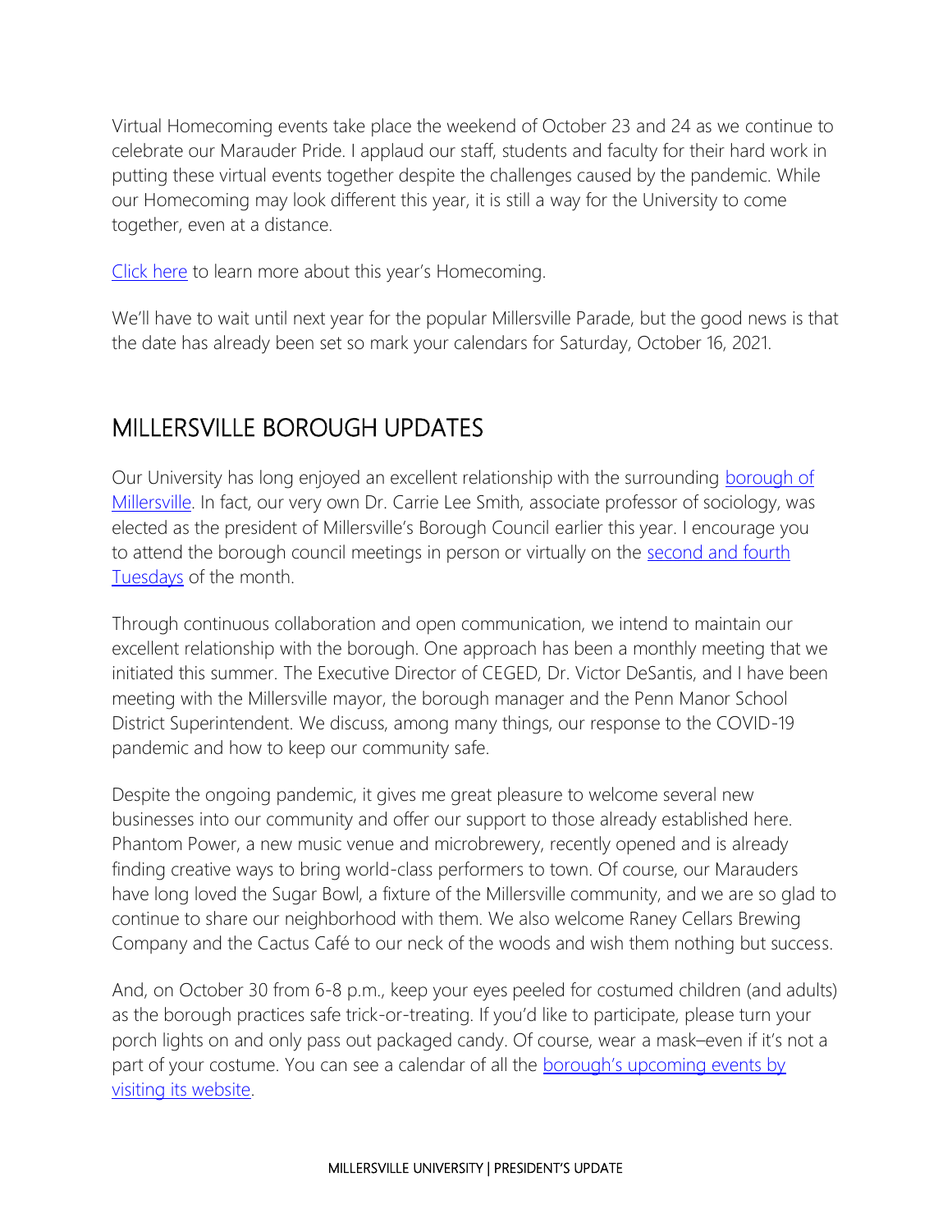Virtual Homecoming events take place the weekend of October 23 and 24 as we continue to celebrate our Marauder Pride. I applaud our staff, students and faculty for their hard work in putting these virtual events together despite the challenges caused by the pandemic. While our Homecoming may look different this year, it is still a way for the University to come together, even at a distance.

Click here to learn more about this year's Homecoming.

We'll have to wait until next year for the popular Millersville Parade, but the good news is that the date has already been set so mark your calendars for Saturday, October 16, 2021.

## MILLERSVILLE BOROUGH UPDATES

Our University has long enjoyed an excellent relationship with the surrounding borough of Millersville. In fact, our very own Dr. Carrie Lee Smith, associate professor of sociology, was elected as the president of Millersville's Borough Council earlier this year. I encourage you to attend the borough council meetings in person or virtually on the second and fourth Tuesdays of the month.

Through continuous collaboration and open communication, we intend to maintain our excellent relationship with the borough. One approach has been a monthly meeting that we initiated this summer. The Executive Director of CEGED, Dr. Victor DeSantis, and I have been meeting with the Millersville mayor, the borough manager and the Penn Manor School District Superintendent. We discuss, among many things, our response to the COVID-19 pandemic and how to keep our community safe.

Despite the ongoing pandemic, it gives me great pleasure to welcome several new businesses into our community and offer our support to those already established here. Phantom Power, a new music venue and microbrewery, recently opened and is already finding creative ways to bring world-class performers to town. Of course, our Marauders have long loved the Sugar Bowl, a fixture of the Millersville community, and we are so glad to continue to share our neighborhood with them. We also welcome Raney Cellars Brewing Company and the Cactus Café to our neck of the woods and wish them nothing but success.

And, on October 30 from 6-8 p.m., keep your eyes peeled for costumed children (and adults) as the borough practices safe trick-or-treating. If you'd like to participate, please turn your porch lights on and only pass out packaged candy. Of course, wear a mask–even if it's not a part of your costume. You can see a calendar of all the borough's upcoming events by visiting its website.